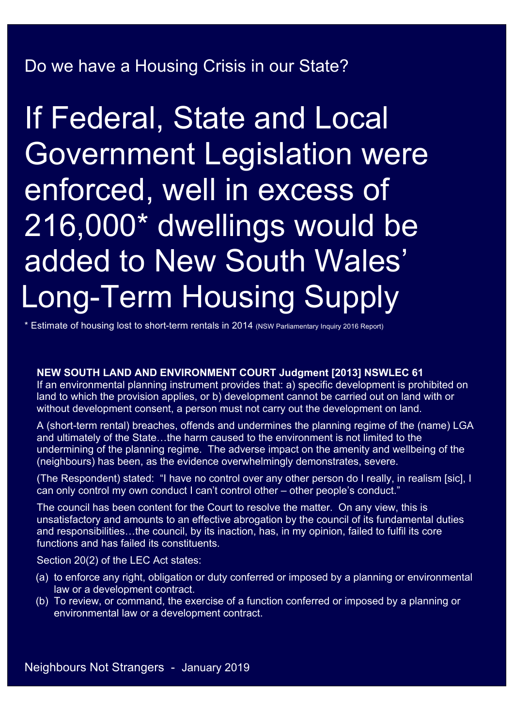Do we have a Housing Crisis in our State?

# If Federal, State and Local Government Legislation were enforced, well in excess of 216,000* dwellings would be added to New South Wales' Long-Term Housing Supply

* Estimate of housing lost to short-term rentals in 2014 (NSW Parliamentary Inquiry 2016 Report)

**NEW SOUTH LAND AND ENVIRONMENT COURT Judgment [2013] NSWLEC 61**
If an environmental planning instrument provides that: a) specific development is prohibited on land to which the provision applies, or b) development cannot be carried out on land with or without development consent, a person must not carry out the development on land.

A (short-term rental) breaches, offends and undermines the planning regime of the (name) LGA and ultimately of the State…the harm caused to the environment is not limited to the undermining of the planning regime. The adverse impact on the amenity and wellbeing of the (neighbours) has been, as the evidence overwhelmingly demonstrates, severe.

(The Respondent) stated: "I have no control over any other person do I really, in realism [sic], I can only control my own conduct I can't control other – other people's conduct."

The council has been content for the Court to resolve the matter. On any view, this is unsatisfactory and amounts to an effective abrogation by the council of its fundamental duties and responsibilities…the council, by its inaction, has, in my opinion, failed to fulfil its core functions and has failed its constituents.

Section 20(2) of the LEC Act states:

(a) to enforce any right, obligation or duty conferred or imposed by a planning or environmental law or a development contract.
(b) To review, or command, the exercise of a function conferred or imposed by a planning or environmental law or a development contract.

Neighbours Not Strangers - January 2019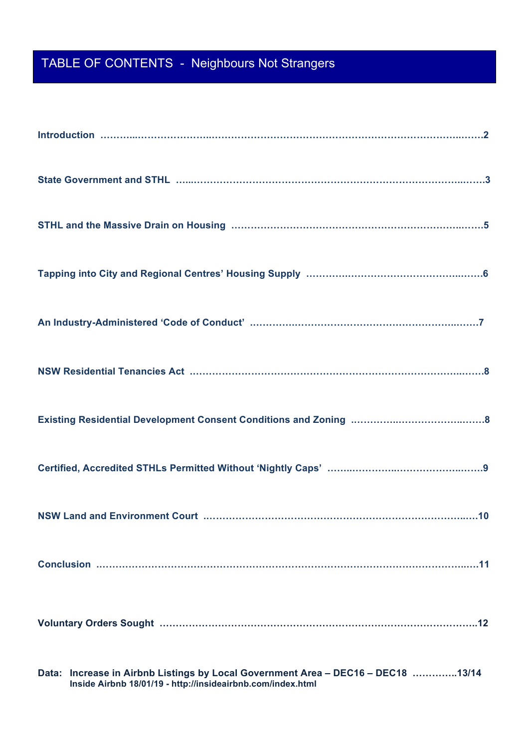# TABLE OF CONTENTS - Neighbours Not Strangers

**Introduction** ……………………………………………………………………………………………2

**State Government and STHL** ……………………………………………………………………………3

**STHL and the Massive Drain on Housing** ………………………………………………………………5

**Tapping into City and Regional Centres' Housing Supply** ……………………………………………6

**An Industry-Administered 'Code of Conduct'** …………………………………………………………7

**NSW Residential Tenancies Act** …………………………………………………………………………8

**Existing Residential Development Consent Conditions and Zoning** ……………………………………8

**Certified, Accredited STHLs Permitted Without 'Nightly Caps'** ………………………………………9

**NSW Land and Environment Court** ……………………………………………………………………10

**Conclusion** ………………………………………………………………………………………………11

**Voluntary Orders Sought** …………………………………………………………………………………12

**Data: Increase in Airbnb Listings by Local Government Area – DEC16 – DEC18 …………..13/14**
**Inside Airbnb 18/01/19 - http://insideairbnb.com/index.html**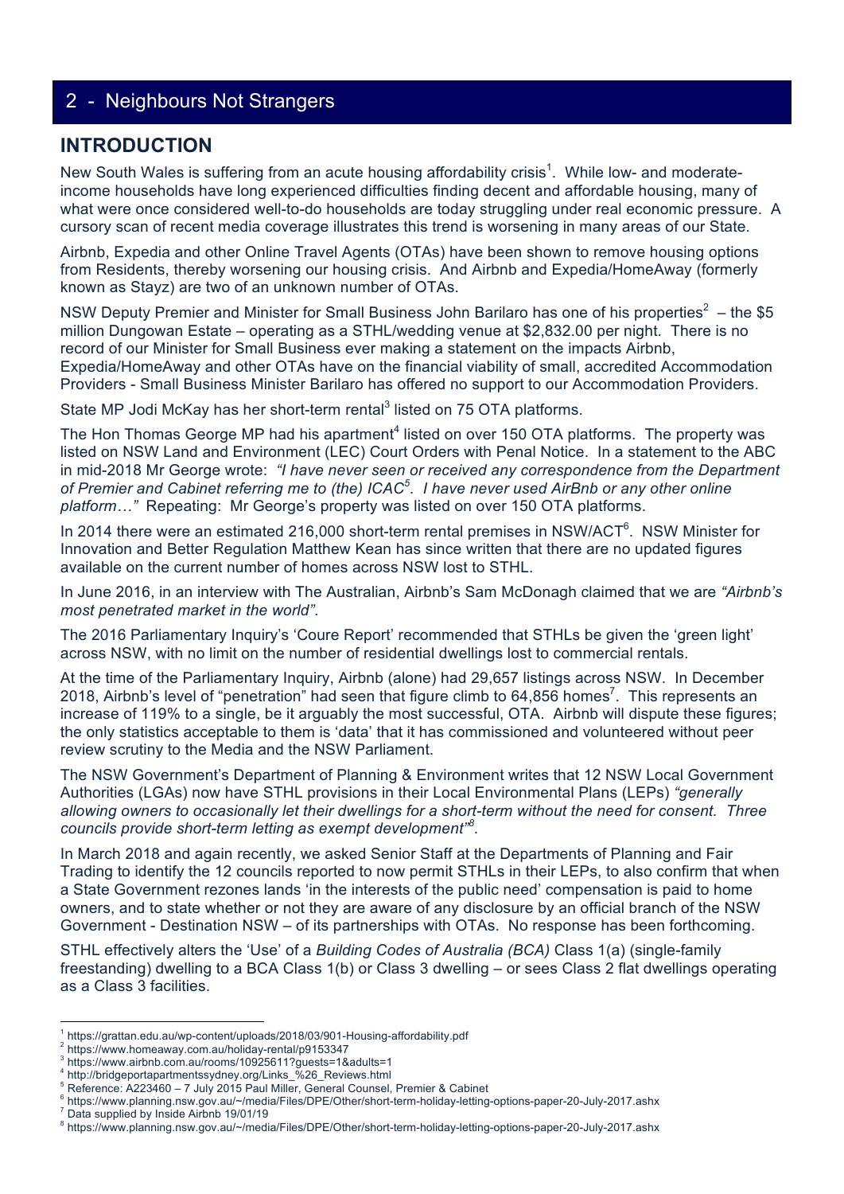# 2 - Neighbours Not Strangers

## INTRODUCTION

New South Wales is suffering from an acute housing affordability crisis[1]. While low- and moderate-income households have long experienced difficulties finding decent and affordable housing, many of what were once considered well-to-do households are today struggling under real economic pressure. A cursory scan of recent media coverage illustrates this trend is worsening in many areas of our State.

Airbnb, Expedia and other Online Travel Agents (OTAs) have been shown to remove housing options from Residents, thereby worsening our housing crisis. And Airbnb and Expedia/HomeAway (formerly known as Stayz) are two of an unknown number of OTAs.

NSW Deputy Premier and Minister for Small Business John Barilaro has one of his properties[2] – the $5 million Dungowan Estate – operating as a STHL/wedding venue at $2,832.00 per night. There is no record of our Minister for Small Business ever making a statement on the impacts Airbnb, Expedia/HomeAway and other OTAs have on the financial viability of small, accredited Accommodation Providers - Small Business Minister Barilaro has offered no support to our Accommodation Providers.

State MP Jodi McKay has her short-term rental[3] listed on 75 OTA platforms.

The Hon Thomas George MP had his apartment[4] listed on over 150 OTA platforms. The property was listed on NSW Land and Environment (LEC) Court Orders with Penal Notice. In a statement to the ABC in mid-2018 Mr George wrote: *"I have never seen or received any correspondence from the Department of Premier and Cabinet referring me to (the) ICAC[5]. I have never used AirBnb or any other online platform…"* Repeating: Mr George's property was listed on over 150 OTA platforms.

In 2014 there were an estimated 216,000 short-term rental premises in NSW/ACT[6]. NSW Minister for Innovation and Better Regulation Matthew Kean has since written that there are no updated figures available on the current number of homes across NSW lost to STHL.

In June 2016, in an interview with The Australian, Airbnb's Sam McDonagh claimed that we are *"Airbnb's most penetrated market in the world"*.

The 2016 Parliamentary Inquiry's 'Coure Report' recommended that STHLs be given the 'green light' across NSW, with no limit on the number of residential dwellings lost to commercial rentals.

At the time of the Parliamentary Inquiry, Airbnb (alone) had 29,657 listings across NSW. In December 2018, Airbnb's level of "penetration" had seen that figure climb to 64,856 homes[7]. This represents an increase of 119% to a single, be it arguably the most successful, OTA. Airbnb will dispute these figures; the only statistics acceptable to them is 'data' that it has commissioned and volunteered without peer review scrutiny to the Media and the NSW Parliament.

The NSW Government's Department of Planning & Environment writes that 12 NSW Local Government Authorities (LGAs) now have STHL provisions in their Local Environmental Plans (LEPs) *"generally allowing owners to occasionally let their dwellings for a short-term without the need for consent. Three councils provide short-term letting as exempt development"[8]*.

In March 2018 and again recently, we asked Senior Staff at the Departments of Planning and Fair Trading to identify the 12 councils reported to now permit STHLs in their LEPs, to also confirm that when a State Government rezones lands 'in the interests of the public need' compensation is paid to home owners, and to state whether or not they are aware of any disclosure by an official branch of the NSW Government - Destination NSW – of its partnerships with OTAs. No response has been forthcoming.

STHL effectively alters the 'Use' of a *Building Codes of Australia (BCA)* Class 1(a) (single-family freestanding) dwelling to a BCA Class 1(b) or Class 3 dwelling – or sees Class 2 flat dwellings operating as a Class 3 facilities.

---

[1] https://grattan.edu.au/wp-content/uploads/2018/03/901-Housing-affordability.pdf
[2] https://www.homeaway.com.au/holiday-rental/p9153347
[3] https://www.airbnb.com.au/rooms/10925611?guests=1&adults=1
[4] http://bridgeportapartmentssydney.org/Links_%26_Reviews.html
[5] Reference: A223460 – 7 July 2015 Paul Miller, General Counsel, Premier & Cabinet
[6] https://www.planning.nsw.gov.au/~/media/Files/DPE/Other/short-term-holiday-letting-options-paper-20-July-2017.ashx
[7] Data supplied by Inside Airbnb 19/01/19
[8] https://www.planning.nsw.gov.au/~/media/Files/DPE/Other/short-term-holiday-letting-options-paper-20-July-2017.ashx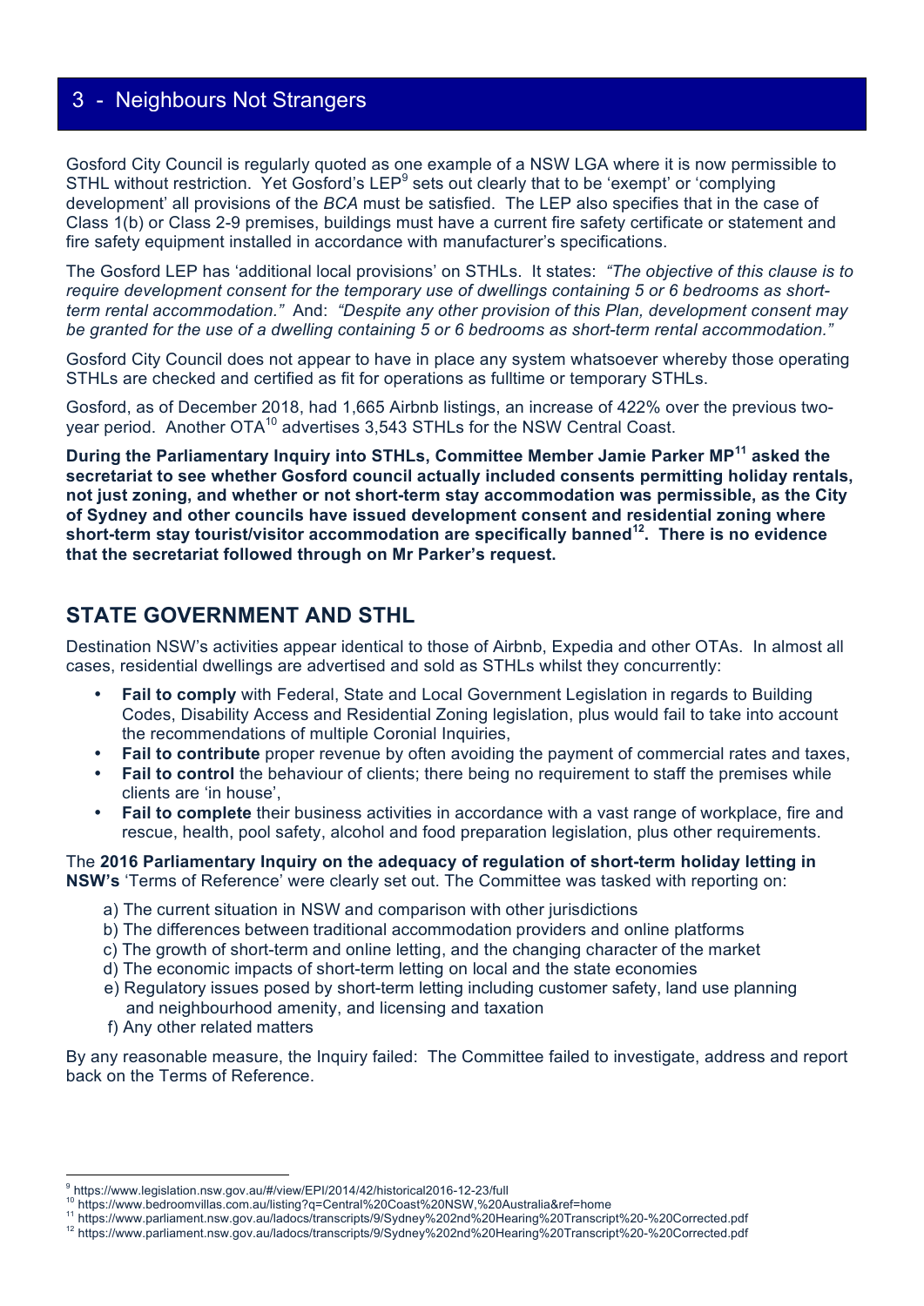## 3 - Neighbours Not Strangers

Gosford City Council is regularly quoted as one example of a NSW LGA where it is now permissible to STHL without restriction. Yet Gosford's LEP[9] sets out clearly that to be 'exempt' or 'complying development' all provisions of the *BCA* must be satisfied. The LEP also specifies that in the case of Class 1(b) or Class 2-9 premises, buildings must have a current fire safety certificate or statement and fire safety equipment installed in accordance with manufacturer's specifications.

The Gosford LEP has 'additional local provisions' on STHLs. It states: *"The objective of this clause is to require development consent for the temporary use of dwellings containing 5 or 6 bedrooms as short-term rental accommodation."* And: *"Despite any other provision of this Plan, development consent may be granted for the use of a dwelling containing 5 or 6 bedrooms as short-term rental accommodation."*

Gosford City Council does not appear to have in place any system whatsoever whereby those operating STHLs are checked and certified as fit for operations as fulltime or temporary STHLs.

Gosford, as of December 2018, had 1,665 Airbnb listings, an increase of 422% over the previous two-year period. Another OTA[10] advertises 3,543 STHLs for the NSW Central Coast.

**During the Parliamentary Inquiry into STHLs, Committee Member Jamie Parker MP[11] asked the secretariat to see whether Gosford council actually included consents permitting holiday rentals, not just zoning, and whether or not short-term stay accommodation was permissible, as the City of Sydney and other councils have issued development consent and residential zoning where short-term stay tourist/visitor accommodation are specifically banned[12]. There is no evidence that the secretariat followed through on Mr Parker's request.**

## STATE GOVERNMENT AND STHL

Destination NSW's activities appear identical to those of Airbnb, Expedia and other OTAs. In almost all cases, residential dwellings are advertised and sold as STHLs whilst they concurrently:

- **Fail to comply** with Federal, State and Local Government Legislation in regards to Building Codes, Disability Access and Residential Zoning legislation, plus would fail to take into account the recommendations of multiple Coronial Inquiries,
- **Fail to contribute** proper revenue by often avoiding the payment of commercial rates and taxes,
- **Fail to control** the behaviour of clients; there being no requirement to staff the premises while clients are 'in house',
- **Fail to complete** their business activities in accordance with a vast range of workplace, fire and rescue, health, pool safety, alcohol and food preparation legislation, plus other requirements.

The **2016 Parliamentary Inquiry on the adequacy of regulation of short-term holiday letting in NSW's** 'Terms of Reference' were clearly set out. The Committee was tasked with reporting on:

a) The current situation in NSW and comparison with other jurisdictions
b) The differences between traditional accommodation providers and online platforms
c) The growth of short-term and online letting, and the changing character of the market
d) The economic impacts of short-term letting on local and the state economies
e) Regulatory issues posed by short-term letting including customer safety, land use planning and neighbourhood amenity, and licensing and taxation
f) Any other related matters

By any reasonable measure, the Inquiry failed: The Committee failed to investigate, address and report back on the Terms of Reference.

---

[9] https://www.legislation.nsw.gov.au/#/view/EPI/2014/42/historical2016-12-23/full
[10] https://www.bedroomvillas.com.au/listing?q=Central%20Coast%20NSW,%20Australia&ref=home
[11] https://www.parliament.nsw.gov.au/ladocs/transcripts/9/Sydney%202nd%20Hearing%20Transcript%20-%20Corrected.pdf
[12] https://www.parliament.nsw.gov.au/ladocs/transcripts/9/Sydney%202nd%20Hearing%20Transcript%20-%20Corrected.pdf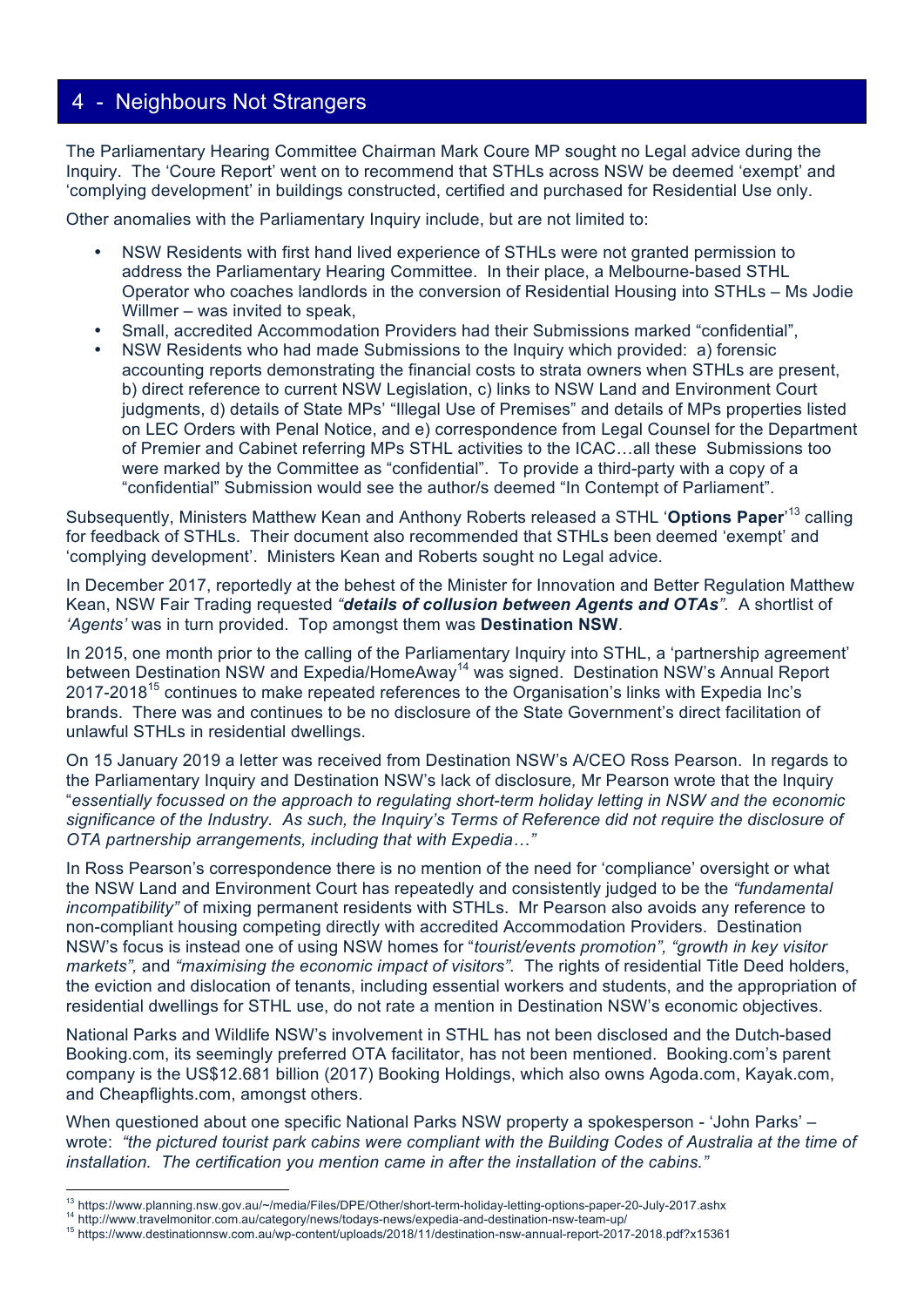## 4 - Neighbours Not Strangers

The Parliamentary Hearing Committee Chairman Mark Coure MP sought no Legal advice during the Inquiry. The 'Coure Report' went on to recommend that STHLs across NSW be deemed 'exempt' and 'complying development' in buildings constructed, certified and purchased for Residential Use only.

Other anomalies with the Parliamentary Inquiry include, but are not limited to:

- NSW Residents with first hand lived experience of STHLs were not granted permission to address the Parliamentary Hearing Committee. In their place, a Melbourne-based STHL Operator who coaches landlords in the conversion of Residential Housing into STHLs – Ms Jodie Willmer – was invited to speak,
- Small, accredited Accommodation Providers had their Submissions marked "confidential",
- NSW Residents who had made Submissions to the Inquiry which provided: a) forensic accounting reports demonstrating the financial costs to strata owners when STHLs are present, b) direct reference to current NSW Legislation, c) links to NSW Land and Environment Court judgments, d) details of State MPs' "Illegal Use of Premises" and details of MPs properties listed on LEC Orders with Penal Notice, and e) correspondence from Legal Counsel for the Department of Premier and Cabinet referring MPs STHL activities to the ICAC…all these Submissions too were marked by the Committee as "confidential". To provide a third-party with a copy of a "confidential" Submission would see the author/s deemed "In Contempt of Parliament".

Subsequently, Ministers Matthew Kean and Anthony Roberts released a STHL '**Options Paper**'[13] calling for feedback of STHLs. Their document also recommended that STHLs been deemed 'exempt' and 'complying development'. Ministers Kean and Roberts sought no Legal advice.

In December 2017, reportedly at the behest of the Minister for Innovation and Better Regulation Matthew Kean, NSW Fair Trading requested ***"details of collusion between Agents and OTAs".*** A shortlist of *'Agents'* was in turn provided. Top amongst them was **Destination NSW**.

In 2015, one month prior to the calling of the Parliamentary Inquiry into STHL, a 'partnership agreement' between Destination NSW and Expedia/HomeAway[14] was signed. Destination NSW's Annual Report 2017-2018[15] continues to make repeated references to the Organisation's links with Expedia Inc's brands. There was and continues to be no disclosure of the State Government's direct facilitation of unlawful STHLs in residential dwellings.

On 15 January 2019 a letter was received from Destination NSW's A/CEO Ross Pearson. In regards to the Parliamentary Inquiry and Destination NSW's lack of disclosure, Mr Pearson wrote that the Inquiry "*essentially focussed on the approach to regulating short-term holiday letting in NSW and the economic significance of the Industry. As such, the Inquiry's Terms of Reference did not require the disclosure of OTA partnership arrangements, including that with Expedia…"*

In Ross Pearson's correspondence there is no mention of the need for 'compliance' oversight or what the NSW Land and Environment Court has repeatedly and consistently judged to be the *"fundamental incompatibility"* of mixing permanent residents with STHLs. Mr Pearson also avoids any reference to non-compliant housing competing directly with accredited Accommodation Providers. Destination NSW's focus is instead one of using NSW homes for "*tourist/events promotion", "growth in key visitor markets",* and *"maximising the economic impact of visitors".* The rights of residential Title Deed holders, the eviction and dislocation of tenants, including essential workers and students, and the appropriation of residential dwellings for STHL use, do not rate a mention in Destination NSW's economic objectives.

National Parks and Wildlife NSW's involvement in STHL has not been disclosed and the Dutch-based Booking.com, its seemingly preferred OTA facilitator, has not been mentioned. Booking.com's parent company is the US$12.681 billion (2017) Booking Holdings, which also owns Agoda.com, Kayak.com, and Cheapflights.com, amongst others.

When questioned about one specific National Parks NSW property a spokesperson - 'John Parks' – wrote: *"the pictured tourist park cabins were compliant with the Building Codes of Australia at the time of installation. The certification you mention came in after the installation of the cabins."*

---

[13] https://www.planning.nsw.gov.au/~/media/Files/DPE/Other/short-term-holiday-letting-options-paper-20-July-2017.ashx
[14] http://www.travelmonitor.com.au/category/news/todays-news/expedia-and-destination-nsw-team-up/
[15] https://www.destinationnsw.com.au/wp-content/uploads/2018/11/destination-nsw-annual-report-2017-2018.pdf?x15361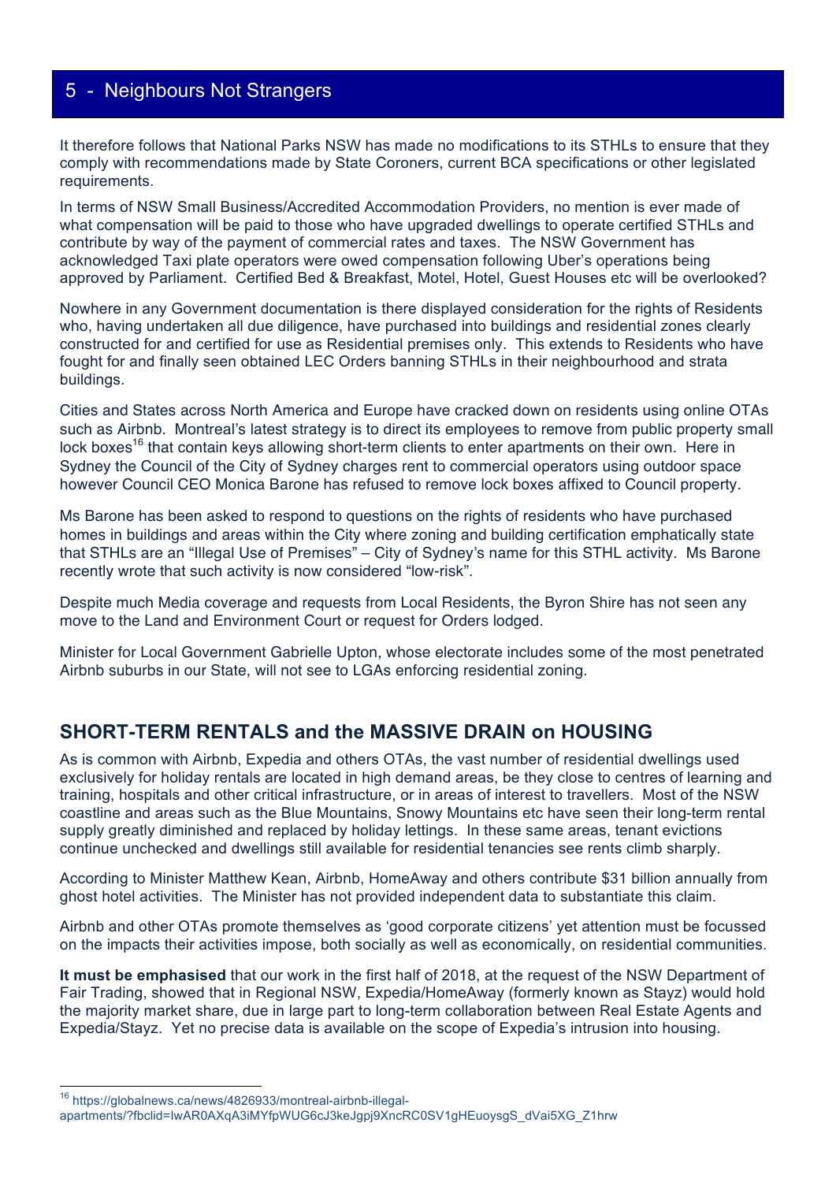## 5 - Neighbours Not Strangers

It therefore follows that National Parks NSW has made no modifications to its STHLs to ensure that they comply with recommendations made by State Coroners, current BCA specifications or other legislated requirements.

In terms of NSW Small Business/Accredited Accommodation Providers, no mention is ever made of what compensation will be paid to those who have upgraded dwellings to operate certified STHLs and contribute by way of the payment of commercial rates and taxes. The NSW Government has acknowledged Taxi plate operators were owed compensation following Uber's operations being approved by Parliament. Certified Bed & Breakfast, Motel, Hotel, Guest Houses etc will be overlooked?

Nowhere in any Government documentation is there displayed consideration for the rights of Residents who, having undertaken all due diligence, have purchased into buildings and residential zones clearly constructed for and certified for use as Residential premises only. This extends to Residents who have fought for and finally seen obtained LEC Orders banning STHLs in their neighbourhood and strata buildings.

Cities and States across North America and Europe have cracked down on residents using online OTAs such as Airbnb. Montreal's latest strategy is to direct its employees to remove from public property small lock boxes[16] that contain keys allowing short-term clients to enter apartments on their own. Here in Sydney the Council of the City of Sydney charges rent to commercial operators using outdoor space however Council CEO Monica Barone has refused to remove lock boxes affixed to Council property.

Ms Barone has been asked to respond to questions on the rights of residents who have purchased homes in buildings and areas within the City where zoning and building certification emphatically state that STHLs are an "Illegal Use of Premises" – City of Sydney's name for this STHL activity. Ms Barone recently wrote that such activity is now considered "low-risk".

Despite much Media coverage and requests from Local Residents, the Byron Shire has not seen any move to the Land and Environment Court or request for Orders lodged.

Minister for Local Government Gabrielle Upton, whose electorate includes some of the most penetrated Airbnb suburbs in our State, will not see to LGAs enforcing residential zoning.

## SHORT-TERM RENTALS and the MASSIVE DRAIN on HOUSING

As is common with Airbnb, Expedia and others OTAs, the vast number of residential dwellings used exclusively for holiday rentals are located in high demand areas, be they close to centres of learning and training, hospitals and other critical infrastructure, or in areas of interest to travellers. Most of the NSW coastline and areas such as the Blue Mountains, Snowy Mountains etc have seen their long-term rental supply greatly diminished and replaced by holiday lettings. In these same areas, tenant evictions continue unchecked and dwellings still available for residential tenancies see rents climb sharply.

According to Minister Matthew Kean, Airbnb, HomeAway and others contribute $31 billion annually from ghost hotel activities. The Minister has not provided independent data to substantiate this claim.

Airbnb and other OTAs promote themselves as 'good corporate citizens' yet attention must be focussed on the impacts their activities impose, both socially as well as economically, on residential communities.

**It must be emphasised** that our work in the first half of 2018, at the request of the NSW Department of Fair Trading, showed that in Regional NSW, Expedia/HomeAway (formerly known as Stayz) would hold the majority market share, due in large part to long-term collaboration between Real Estate Agents and Expedia/Stayz. Yet no precise data is available on the scope of Expedia's intrusion into housing.

---

[16] https://globalnews.ca/news/4826933/montreal-airbnb-illegal-apartments/?fbclid=IwAR0AXqA3iMYfpWUG6cJ3keJgpj9XncRC0SV1gHEuoysgS_dVai5XG_Z1hrw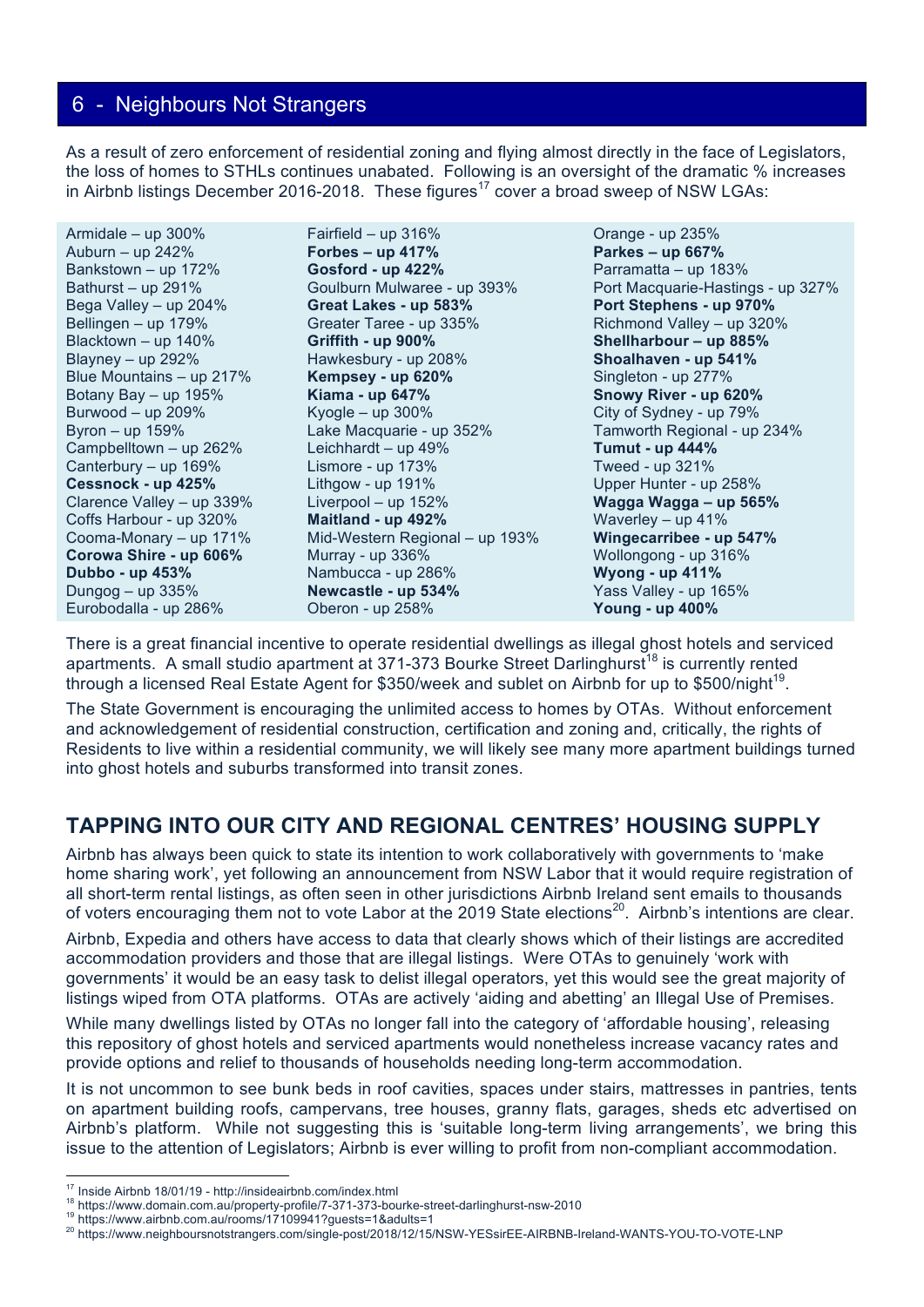## 6 - Neighbours Not Strangers

As a result of zero enforcement of residential zoning and flying almost directly in the face of Legislators, the loss of homes to STHLs continues unabated. Following is an oversight of the dramatic % increases in Airbnb listings December 2016-2018. These figures[17] cover a broad sweep of NSW LGAs:

| | | |
|---|---|---|
| Armidale – up 300% | Fairfield – up 316% | Orange - up 235% |
| Auburn – up 242% | **Forbes – up 417%** | **Parkes – up 667%** |
| Bankstown – up 172% | **Gosford - up 422%** | Parramatta – up 183% |
| Bathurst – up 291% | Goulburn Mulwaree - up 393% | Port Macquarie-Hastings - up 327% |
| Bega Valley – up 204% | **Great Lakes - up 583%** | **Port Stephens - up 970%** |
| Bellingen – up 179% | Greater Taree - up 335% | Richmond Valley – up 320% |
| Blacktown – up 140% | **Griffith - up 900%** | **Shellharbour – up 885%** |
| Blayney – up 292% | Hawkesbury - up 208% | **Shoalhaven - up 541%** |
| Blue Mountains – up 217% | **Kempsey - up 620%** | Singleton - up 277% |
| Botany Bay – up 195% | **Kiama - up 647%** | **Snowy River - up 620%** |
| Burwood – up 209% | Kyogle – up 300% | City of Sydney - up 79% |
| Byron – up 159% | Lake Macquarie - up 352% | Tamworth Regional - up 234% |
| Campbelltown – up 262% | Leichhardt – up 49% | **Tumut - up 444%** |
| Canterbury – up 169% | Lismore - up 173% | Tweed - up 321% |
| **Cessnock - up 425%** | Lithgow - up 191% | Upper Hunter - up 258% |
| Clarence Valley – up 339% | Liverpool – up 152% | **Wagga Wagga – up 565%** |
| Coffs Harbour - up 320% | **Maitland - up 492%** | Waverley – up 41% |
| Cooma-Monary – up 171% | Mid-Western Regional – up 193% | **Wingecarribee - up 547%** |
| **Corowa Shire - up 606%** | Murray - up 336% | Wollongong - up 316% |
| **Dubbo - up 453%** | Nambucca - up 286% | **Wyong - up 411%** |
| Dungog – up 335% | **Newcastle - up 534%** | Yass Valley - up 165% |
| Eurobodalla - up 286% | Oberon - up 258% | **Young - up 400%** |

There is a great financial incentive to operate residential dwellings as illegal ghost hotels and serviced apartments. A small studio apartment at 371-373 Bourke Street Darlinghurst[18] is currently rented through a licensed Real Estate Agent for $350/week and sublet on Airbnb for up to $500/night[19].

The State Government is encouraging the unlimited access to homes by OTAs. Without enforcement and acknowledgement of residential construction, certification and zoning and, critically, the rights of Residents to live within a residential community, we will likely see many more apartment buildings turned into ghost hotels and suburbs transformed into transit zones.

## TAPPING INTO OUR CITY AND REGIONAL CENTRES' HOUSING SUPPLY

Airbnb has always been quick to state its intention to work collaboratively with governments to 'make home sharing work', yet following an announcement from NSW Labor that it would require registration of all short-term rental listings, as often seen in other jurisdictions Airbnb Ireland sent emails to thousands of voters encouraging them not to vote Labor at the 2019 State elections[20]. Airbnb's intentions are clear.

Airbnb, Expedia and others have access to data that clearly shows which of their listings are accredited accommodation providers and those that are illegal listings. Were OTAs to genuinely 'work with governments' it would be an easy task to delist illegal operators, yet this would see the great majority of listings wiped from OTA platforms. OTAs are actively 'aiding and abetting' an Illegal Use of Premises.

While many dwellings listed by OTAs no longer fall into the category of 'affordable housing', releasing this repository of ghost hotels and serviced apartments would nonetheless increase vacancy rates and provide options and relief to thousands of households needing long-term accommodation.

It is not uncommon to see bunk beds in roof cavities, spaces under stairs, mattresses in pantries, tents on apartment building roofs, campervans, tree houses, granny flats, garages, sheds etc advertised on Airbnb's platform. While not suggesting this is 'suitable long-term living arrangements', we bring this issue to the attention of Legislators; Airbnb is ever willing to profit from non-compliant accommodation.

---

[17] Inside Airbnb 18/01/19 - http://insideairbnb.com/index.html
[18] https://www.domain.com.au/property-profile/7-371-373-bourke-street-darlinghurst-nsw-2010
[19] https://www.airbnb.com.au/rooms/17109941?guests=1&adults=1
[20] https://www.neighboursnotstrangers.com/single-post/2018/12/15/NSW-YESsirEE-AIRBNB-Ireland-WANTS-YOU-TO-VOTE-LNP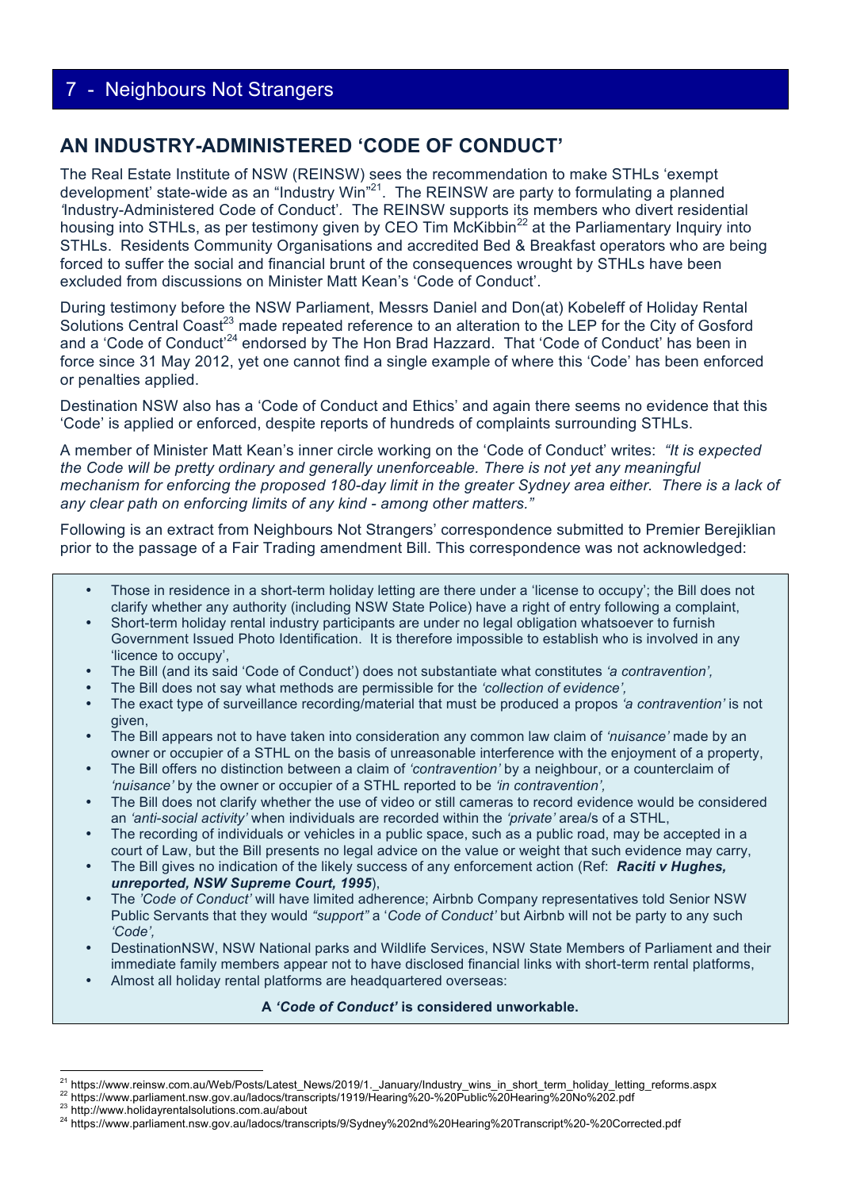# 7 - Neighbours Not Strangers

## AN INDUSTRY-ADMINISTERED 'CODE OF CONDUCT'

The Real Estate Institute of NSW (REINSW) sees the recommendation to make STHLs 'exempt development' state-wide as an "Industry Win"[21]. The REINSW are party to formulating a planned 'Industry-Administered Code of Conduct'. The REINSW supports its members who divert residential housing into STHLs, as per testimony given by CEO Tim McKibbin[22] at the Parliamentary Inquiry into STHLs. Residents Community Organisations and accredited Bed & Breakfast operators who are being forced to suffer the social and financial brunt of the consequences wrought by STHLs have been excluded from discussions on Minister Matt Kean's 'Code of Conduct'.

During testimony before the NSW Parliament, Messrs Daniel and Don(at) Kobeleff of Holiday Rental Solutions Central Coast[23] made repeated reference to an alteration to the LEP for the City of Gosford and a 'Code of Conduct'[24] endorsed by The Hon Brad Hazzard. That 'Code of Conduct' has been in force since 31 May 2012, yet one cannot find a single example of where this 'Code' has been enforced or penalties applied.

Destination NSW also has a 'Code of Conduct and Ethics' and again there seems no evidence that this 'Code' is applied or enforced, despite reports of hundreds of complaints surrounding STHLs.

A member of Minister Matt Kean's inner circle working on the 'Code of Conduct' writes: *"It is expected the Code will be pretty ordinary and generally unenforceable. There is not yet any meaningful mechanism for enforcing the proposed 180-day limit in the greater Sydney area either. There is a lack of any clear path on enforcing limits of any kind - among other matters."*

Following is an extract from Neighbours Not Strangers' correspondence submitted to Premier Berejiklian prior to the passage of a Fair Trading amendment Bill. This correspondence was not acknowledged:

- Those in residence in a short-term holiday letting are there under a 'license to occupy'; the Bill does not clarify whether any authority (including NSW State Police) have a right of entry following a complaint,
- Short-term holiday rental industry participants are under no legal obligation whatsoever to furnish Government Issued Photo Identification. It is therefore impossible to establish who is involved in any 'licence to occupy',
- The Bill (and its said 'Code of Conduct') does not substantiate what constitutes *'a contravention',*
- The Bill does not say what methods are permissible for the *'collection of evidence',*
- The exact type of surveillance recording/material that must be produced a propos *'a contravention'* is not given,
- The Bill appears not to have taken into consideration any common law claim of *'nuisance'* made by an owner or occupier of a STHL on the basis of unreasonable interference with the enjoyment of a property,
- The Bill offers no distinction between a claim of *'contravention'* by a neighbour, or a counterclaim of *'nuisance'* by the owner or occupier of a STHL reported to be *'in contravention',*
- The Bill does not clarify whether the use of video or still cameras to record evidence would be considered an *'anti-social activity'* when individuals are recorded within the *'private'* area/s of a STHL,
- The recording of individuals or vehicles in a public space, such as a public road, may be accepted in a court of Law, but the Bill presents no legal advice on the value or weight that such evidence may carry,
- The Bill gives no indication of the likely success of any enforcement action (Ref: ***Raciti v Hughes, unreported, NSW Supreme Court, 1995***),
- The *'Code of Conduct'* will have limited adherence; Airbnb Company representatives told Senior NSW Public Servants that they would *"support"* a '*Code of Conduct'* but Airbnb will not be party to any such *'Code',*
- DestinationNSW, NSW National parks and Wildlife Services, NSW State Members of Parliament and their immediate family members appear not to have disclosed financial links with short-term rental platforms,
- Almost all holiday rental platforms are headquartered overseas:

**A *'Code of Conduct'* is considered unworkable.**

---

[21] https://www.reinsw.com.au/Web/Posts/Latest_News/2019/1._January/Industry_wins_in_short_term_holiday_letting_reforms.aspx
[22] https://www.parliament.nsw.gov.au/ladocs/transcripts/1919/Hearing%20-%20Public%20Hearing%20No%202.pdf
[23] http://www.holidayrentalsolutions.com.au/about
[24] https://www.parliament.nsw.gov.au/ladocs/transcripts/9/Sydney%202nd%20Hearing%20Transcript%20-%20Corrected.pdf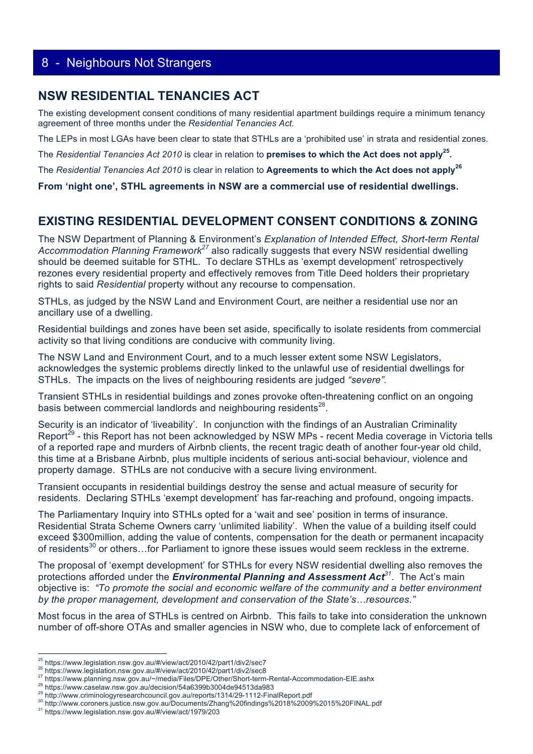## NSW RESIDENTIAL TENANCIES ACT

The existing development consent conditions of many residential apartment buildings require a minimum tenancy agreement of three months under the *Residential Tenancies Act.*

The LEPs in most LGAs have been clear to state that STHLs are a 'prohibited use' in strata and residential zones.

The *Residential Tenancies Act 2010* is clear in relation to **premises to which the Act does not apply[25].**

The *Residential Tenancies Act 2010* is clear in relation to **Agreements to which the Act does not apply[26]**

**From 'night one', STHL agreements in NSW are a commercial use of residential dwellings.**

## EXISTING RESIDENTIAL DEVELOPMENT CONSENT CONDITIONS & ZONING

The NSW Department of Planning & Environment's *Explanation of Intended Effect, Short-term Rental Accommodation Planning Framework[27]* also radically suggests that every NSW residential dwelling should be deemed suitable for STHL. To declare STHLs as 'exempt development' retrospectively rezones every residential property and effectively removes from Title Deed holders their proprietary rights to said *Residential* property without any recourse to compensation.

STHLs, as judged by the NSW Land and Environment Court, are neither a residential use nor an ancillary use of a dwelling.

Residential buildings and zones have been set aside, specifically to isolate residents from commercial activity so that living conditions are conducive with community living.

The NSW Land and Environment Court, and to a much lesser extent some NSW Legislators, acknowledges the systemic problems directly linked to the unlawful use of residential dwellings for STHLs. The impacts on the lives of neighbouring residents are judged *"severe".*

Transient STHLs in residential buildings and zones provoke often-threatening conflict on an ongoing basis between commercial landlords and neighbouring residents[28].

Security is an indicator of 'liveability'. In conjunction with the findings of an Australian Criminality Report[29] - this Report has not been acknowledged by NSW MPs - recent Media coverage in Victoria tells of a reported rape and murders of Airbnb clients, the recent tragic death of another four-year old child, this time at a Brisbane Airbnb, plus multiple incidents of serious anti-social behaviour, violence and property damage. STHLs are not conducive with a secure living environment.

Transient occupants in residential buildings destroy the sense and actual measure of security for residents. Declaring STHLs 'exempt development' has far-reaching and profound, ongoing impacts.

The Parliamentary Inquiry into STHLs opted for a 'wait and see' position in terms of insurance. Residential Strata Scheme Owners carry 'unlimited liability'. When the value of a building itself could exceed $300million, adding the value of contents, compensation for the death or permanent incapacity of residents[30] or others…for Parliament to ignore these issues would seem reckless in the extreme.

The proposal of 'exempt development' for STHLs for every NSW residential dwelling also removes the protections afforded under the ***Environmental Planning and Assessment Act[31]***. The Act's main objective is: *"To promote the social and economic welfare of the community and a better environment by the proper management, development and conservation of the State's…resources."*

Most focus in the area of STHLs is centred on Airbnb. This fails to take into consideration the unknown number of off-shore OTAs and smaller agencies in NSW who, due to complete lack of enforcement of

---

[25] https://www.legislation.nsw.gov.au/#/view/act/2010/42/part1/div2/sec7
[26] https://www.legislation.nsw.gov.au/#/view/act/2010/42/part1/div2/sec8
[27] https://www.planning.nsw.gov.au/~/media/Files/DPE/Other/Short-term-Rental-Accommodation-EIE.ashx
[28] https://www.caselaw.nsw.gov.au/decision/54a6399b3004de94513da983
[29] http://www.criminologyresearchcouncil.gov.au/reports/1314/29-1112-FinalReport.pdf
[30] http://www.coroners.justice.nsw.gov.au/Documents/Zhang%20findings%2018%2009%2015%20FINAL.pdf
[31] https://www.legislation.nsw.gov.au/#/view/act/1979/203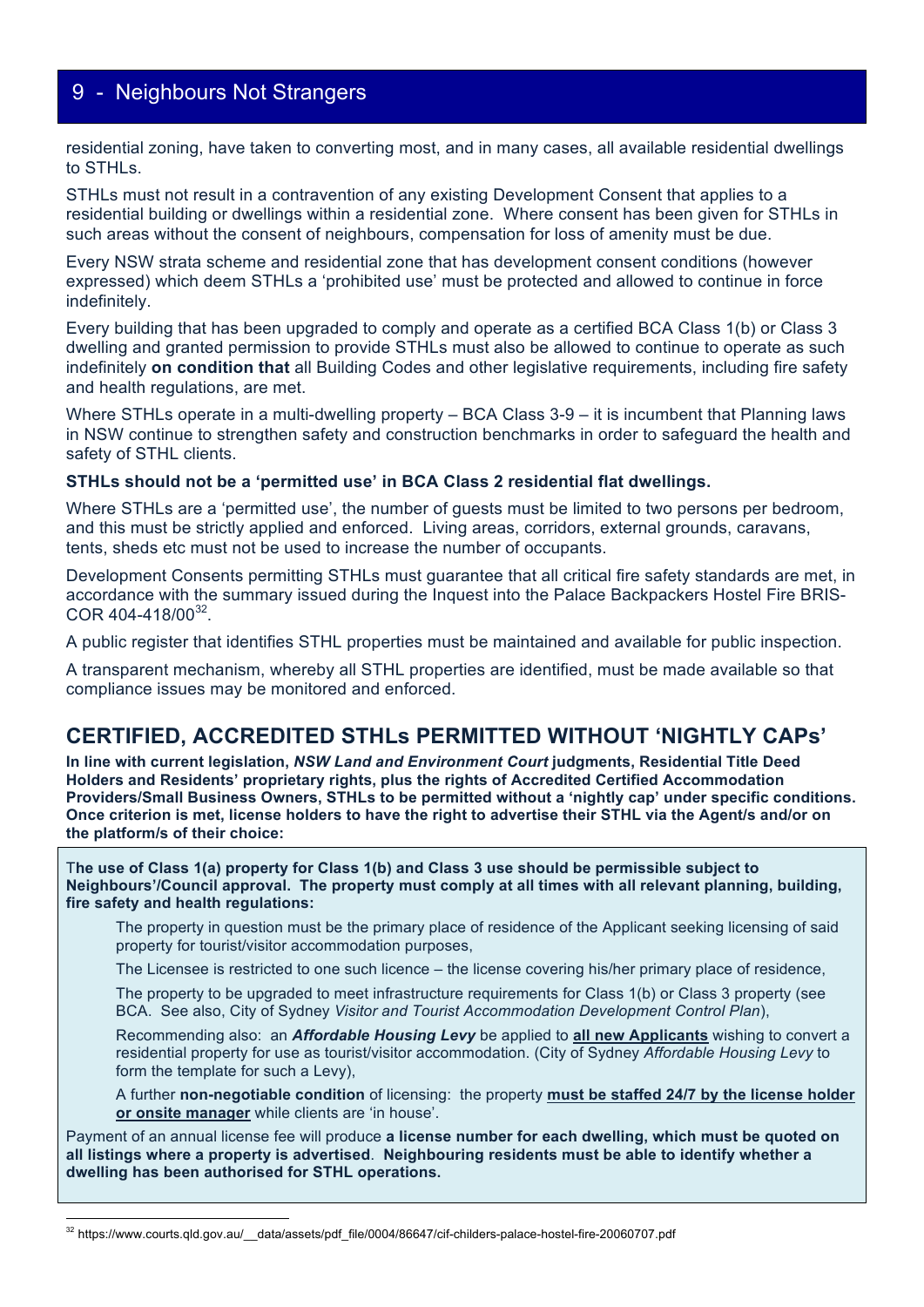residential zoning, have taken to converting most, and in many cases, all available residential dwellings to STHLs.

STHLs must not result in a contravention of any existing Development Consent that applies to a residential building or dwellings within a residential zone. Where consent has been given for STHLs in such areas without the consent of neighbours, compensation for loss of amenity must be due.

Every NSW strata scheme and residential zone that has development consent conditions (however expressed) which deem STHLs a 'prohibited use' must be protected and allowed to continue in force indefinitely.

Every building that has been upgraded to comply and operate as a certified BCA Class 1(b) or Class 3 dwelling and granted permission to provide STHLs must also be allowed to continue to operate as such indefinitely **on condition that** all Building Codes and other legislative requirements, including fire safety and health regulations, are met.

Where STHLs operate in a multi-dwelling property – BCA Class 3-9 – it is incumbent that Planning laws in NSW continue to strengthen safety and construction benchmarks in order to safeguard the health and safety of STHL clients.

**STHLs should not be a 'permitted use' in BCA Class 2 residential flat dwellings.**

Where STHLs are a 'permitted use', the number of guests must be limited to two persons per bedroom, and this must be strictly applied and enforced. Living areas, corridors, external grounds, caravans, tents, sheds etc must not be used to increase the number of occupants.

Development Consents permitting STHLs must guarantee that all critical fire safety standards are met, in accordance with the summary issued during the Inquest into the Palace Backpackers Hostel Fire BRIS-COR 404-418/00[32].

A public register that identifies STHL properties must be maintained and available for public inspection.

A transparent mechanism, whereby all STHL properties are identified, must be made available so that compliance issues may be monitored and enforced.

## CERTIFIED, ACCREDITED STHLs PERMITTED WITHOUT 'NIGHTLY CAPs'

**In line with current legislation, *NSW Land and Environment Court* judgments, Residential Title Deed Holders and Residents' proprietary rights, plus the rights of Accredited Certified Accommodation Providers/Small Business Owners, STHLs to be permitted without a 'nightly cap' under specific conditions. Once criterion is met, license holders to have the right to advertise their STHL via the Agent/s and/or on the platform/s of their choice:**

**The use of Class 1(a) property for Class 1(b) and Class 3 use should be permissible subject to Neighbours'/Council approval. The property must comply at all times with all relevant planning, building, fire safety and health regulations:**

- The property in question must be the primary place of residence of the Applicant seeking licensing of said property for tourist/visitor accommodation purposes,
- The Licensee is restricted to one such licence – the license covering his/her primary place of residence,
- The property to be upgraded to meet infrastructure requirements for Class 1(b) or Class 3 property (see BCA. See also, City of Sydney *Visitor and Tourist Accommodation Development Control Plan*),
- Recommending also: an ***Affordable Housing Levy*** be applied to **all new Applicants** wishing to convert a residential property for use as tourist/visitor accommodation. (City of Sydney *Affordable Housing Levy* to form the template for such a Levy),
- A further **non-negotiable condition** of licensing: the property **must be staffed 24/7 by the license holder or onsite manager** while clients are 'in house'.

Payment of an annual license fee will produce **a license number for each dwelling, which must be quoted on all listings where a property is advertised**. **Neighbouring residents must be able to identify whether a dwelling has been authorised for STHL operations.**

---

[32] https://www.courts.qld.gov.au/__data/assets/pdf_file/0004/86647/cif-childers-palace-hostel-fire-20060707.pdf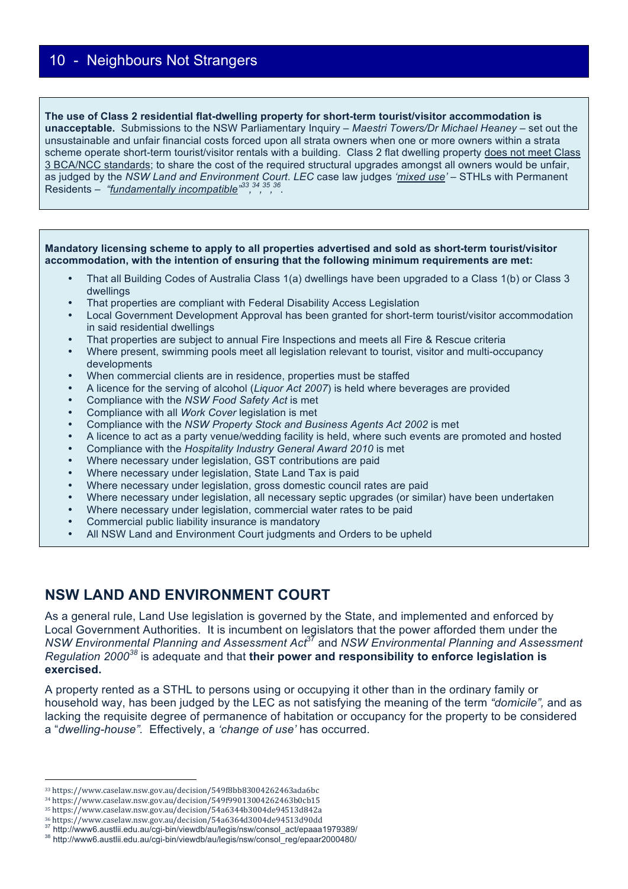## 10 - Neighbours Not Strangers

**The use of Class 2 residential flat-dwelling property for short-term tourist/visitor accommodation is unacceptable.** Submissions to the NSW Parliamentary Inquiry – *Maestri Towers/Dr Michael Heaney* – set out the unsustainable and unfair financial costs forced upon all strata owners when one or more owners within a strata scheme operate short-term tourist/visitor rentals with a building. Class 2 flat dwelling property does not meet Class 3 BCA/NCC standards; to share the cost of the required structural upgrades amongst all owners would be unfair, as judged by the *NSW Land and Environment Court*. *LEC* case law judges *'mixed use'* – STHLs with Permanent Residents – *"fundamentally incompatible"*[33, 34, 35, 36].

**Mandatory licensing scheme to apply to all properties advertised and sold as short-term tourist/visitor accommodation, with the intention of ensuring that the following minimum requirements are met:**

- That all Building Codes of Australia Class 1(a) dwellings have been upgraded to a Class 1(b) or Class 3 dwellings
- That properties are compliant with Federal Disability Access Legislation
- Local Government Development Approval has been granted for short-term tourist/visitor accommodation in said residential dwellings
- That properties are subject to annual Fire Inspections and meets all Fire & Rescue criteria
- Where present, swimming pools meet all legislation relevant to tourist, visitor and multi-occupancy developments
- When commercial clients are in residence, properties must be staffed
- A licence for the serving of alcohol (*Liquor Act 2007*) is held where beverages are provided
- Compliance with the *NSW Food Safety Act* is met
- Compliance with all *Work Cover* legislation is met
- Compliance with the *NSW Property Stock and Business Agents Act 2002* is met
- A licence to act as a party venue/wedding facility is held, where such events are promoted and hosted
- Compliance with the *Hospitality Industry General Award 2010* is met
- Where necessary under legislation, GST contributions are paid
- Where necessary under legislation, State Land Tax is paid
- Where necessary under legislation, gross domestic council rates are paid
- Where necessary under legislation, all necessary septic upgrades (or similar) have been undertaken
- Where necessary under legislation, commercial water rates to be paid
- Commercial public liability insurance is mandatory
- All NSW Land and Environment Court judgments and Orders to be upheld

## NSW LAND AND ENVIRONMENT COURT

As a general rule, Land Use legislation is governed by the State, and implemented and enforced by Local Government Authorities. It is incumbent on legislators that the power afforded them under the *NSW Environmental Planning and Assessment Act*[37] and *NSW Environmental Planning and Assessment Regulation 2000*[38] is adequate and that **their power and responsibility to enforce legislation is exercised.**

A property rented as a STHL to persons using or occupying it other than in the ordinary family or household way, has been judged by the LEC as not satisfying the meaning of the term *"domicile",* and as lacking the requisite degree of permanence of habitation or occupancy for the property to be considered a "*dwelling-house"*. Effectively, a *'change of use'* has occurred.

---

[33] https://www.caselaw.nsw.gov.au/decision/549f8bb83004262463ada6bc
[34] https://www.caselaw.nsw.gov.au/decision/549f99013004262463b0cb15
[35] https://www.caselaw.nsw.gov.au/decision/54a6344b3004de94513d842a
[36] https://www.caselaw.nsw.gov.au/decision/54a6364d3004de94513d90dd
[37] http://www6.austlii.edu.au/cgi-bin/viewdb/au/legis/nsw/consol_act/epaaa1979389/
[38] http://www6.austlii.edu.au/cgi-bin/viewdb/au/legis/nsw/consol_reg/epaar2000480/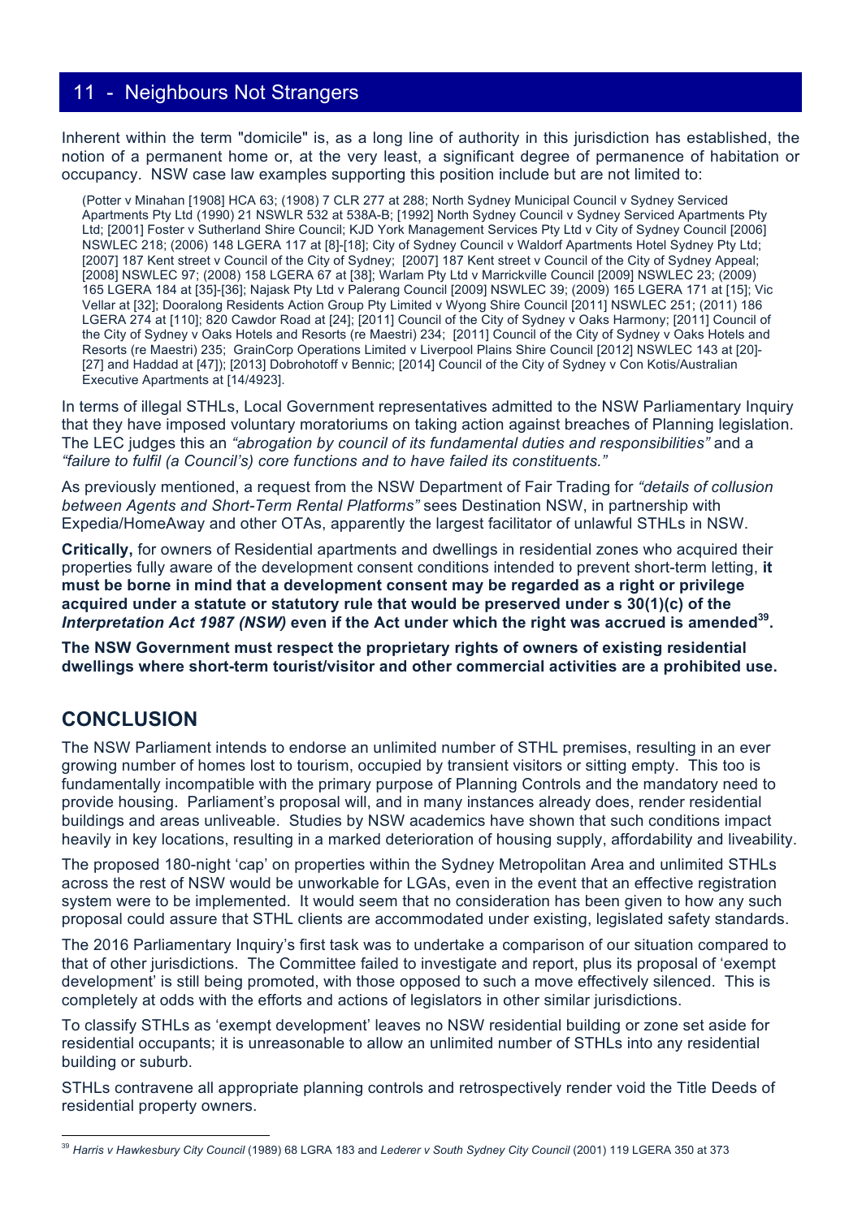## 11 - Neighbours Not Strangers

Inherent within the term "domicile" is, as a long line of authority in this jurisdiction has established, the notion of a permanent home or, at the very least, a significant degree of permanence of habitation or occupancy. NSW case law examples supporting this position include but are not limited to:

(Potter v Minahan [1908] HCA 63; (1908) 7 CLR 277 at 288; North Sydney Municipal Council v Sydney Serviced Apartments Pty Ltd (1990) 21 NSWLR 532 at 538A-B; [1992] North Sydney Council v Sydney Serviced Apartments Pty Ltd; [2001] Foster v Sutherland Shire Council; KJD York Management Services Pty Ltd v City of Sydney Council [2006] NSWLEC 218; (2006) 148 LGERA 117 at [8]-[18]; City of Sydney Council v Waldorf Apartments Hotel Sydney Pty Ltd; [2007] 187 Kent street v Council of the City of Sydney; [2007] 187 Kent street v Council of the City of Sydney Appeal; [2008] NSWLEC 97; (2008) 158 LGERA 67 at [38]; Warlam Pty Ltd v Marrickville Council [2009] NSWLEC 23; (2009) 165 LGERA 184 at [35]-[36]; Najask Pty Ltd v Palerang Council [2009] NSWLEC 39; (2009) 165 LGERA 171 at [15]; Vic Vellar at [32]; Dooralong Residents Action Group Pty Limited v Wyong Shire Council [2011] NSWLEC 251; (2011) 186 LGERA 274 at [110]; 820 Cawdor Road at [24]; [2011] Council of the City of Sydney v Oaks Harmony; [2011] Council of the City of Sydney v Oaks Hotels and Resorts (re Maestri) 234; [2011] Council of the City of Sydney v Oaks Hotels and Resorts (re Maestri) 235; GrainCorp Operations Limited v Liverpool Plains Shire Council [2012] NSWLEC 143 at [20]-[27] and Haddad at [47]); [2013] Dobrohotoff v Bennic; [2014] Council of the City of Sydney v Con Kotis/Australian Executive Apartments at [14/4923].

In terms of illegal STHLs, Local Government representatives admitted to the NSW Parliamentary Inquiry that they have imposed voluntary moratoriums on taking action against breaches of Planning legislation. The LEC judges this an *"abrogation by council of its fundamental duties and responsibilities"* and a *"failure to fulfil (a Council's) core functions and to have failed its constituents."*

As previously mentioned, a request from the NSW Department of Fair Trading for *"details of collusion between Agents and Short-Term Rental Platforms"* sees Destination NSW, in partnership with Expedia/HomeAway and other OTAs, apparently the largest facilitator of unlawful STHLs in NSW.

**Critically,** for owners of Residential apartments and dwellings in residential zones who acquired their properties fully aware of the development consent conditions intended to prevent short-term letting, **it must be borne in mind that a development consent may be regarded as a right or privilege acquired under a statute or statutory rule that would be preserved under s 30(1)(c) of the *Interpretation Act 1987 (NSW)* even if the Act under which the right was accrued is amended[39].**

**The NSW Government must respect the proprietary rights of owners of existing residential dwellings where short-term tourist/visitor and other commercial activities are a prohibited use.**

## CONCLUSION

The NSW Parliament intends to endorse an unlimited number of STHL premises, resulting in an ever growing number of homes lost to tourism, occupied by transient visitors or sitting empty. This too is fundamentally incompatible with the primary purpose of Planning Controls and the mandatory need to provide housing. Parliament's proposal will, and in many instances already does, render residential buildings and areas unliveable. Studies by NSW academics have shown that such conditions impact heavily in key locations, resulting in a marked deterioration of housing supply, affordability and liveability.

The proposed 180-night 'cap' on properties within the Sydney Metropolitan Area and unlimited STHLs across the rest of NSW would be unworkable for LGAs, even in the event that an effective registration system were to be implemented. It would seem that no consideration has been given to how any such proposal could assure that STHL clients are accommodated under existing, legislated safety standards.

The 2016 Parliamentary Inquiry's first task was to undertake a comparison of our situation compared to that of other jurisdictions. The Committee failed to investigate and report, plus its proposal of 'exempt development' is still being promoted, with those opposed to such a move effectively silenced. This is completely at odds with the efforts and actions of legislators in other similar jurisdictions.

To classify STHLs as 'exempt development' leaves no NSW residential building or zone set aside for residential occupants; it is unreasonable to allow an unlimited number of STHLs into any residential building or suburb.

STHLs contravene all appropriate planning controls and retrospectively render void the Title Deeds of residential property owners.

---

[39] *Harris v Hawkesbury City Council* (1989) 68 LGRA 183 and *Lederer v South Sydney City Council* (2001) 119 LGERA 350 at 373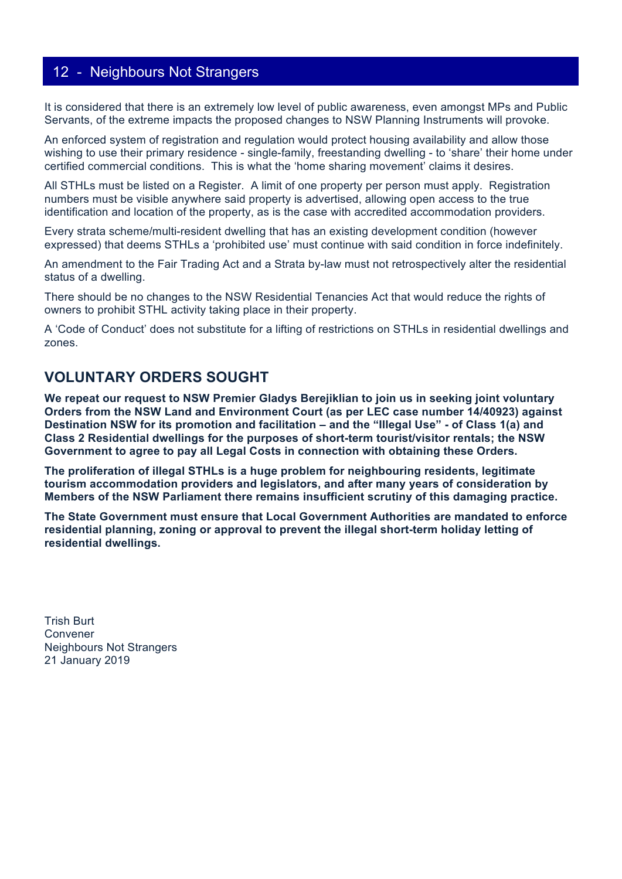## 12 - Neighbours Not Strangers

It is considered that there is an extremely low level of public awareness, even amongst MPs and Public Servants, of the extreme impacts the proposed changes to NSW Planning Instruments will provoke.

An enforced system of registration and regulation would protect housing availability and allow those wishing to use their primary residence - single-family, freestanding dwelling - to 'share' their home under certified commercial conditions. This is what the 'home sharing movement' claims it desires.

All STHLs must be listed on a Register. A limit of one property per person must apply. Registration numbers must be visible anywhere said property is advertised, allowing open access to the true identification and location of the property, as is the case with accredited accommodation providers.

Every strata scheme/multi-resident dwelling that has an existing development condition (however expressed) that deems STHLs a 'prohibited use' must continue with said condition in force indefinitely.

An amendment to the Fair Trading Act and a Strata by-law must not retrospectively alter the residential status of a dwelling.

There should be no changes to the NSW Residential Tenancies Act that would reduce the rights of owners to prohibit STHL activity taking place in their property.

A 'Code of Conduct' does not substitute for a lifting of restrictions on STHLs in residential dwellings and zones.

## VOLUNTARY ORDERS SOUGHT

**We repeat our request to NSW Premier Gladys Berejiklian to join us in seeking joint voluntary Orders from the NSW Land and Environment Court (as per LEC case number 14/40923) against Destination NSW for its promotion and facilitation – and the "Illegal Use" - of Class 1(a) and Class 2 Residential dwellings for the purposes of short-term tourist/visitor rentals; the NSW Government to agree to pay all Legal Costs in connection with obtaining these Orders.**

**The proliferation of illegal STHLs is a huge problem for neighbouring residents, legitimate tourism accommodation providers and legislators, and after many years of consideration by Members of the NSW Parliament there remains insufficient scrutiny of this damaging practice.**

**The State Government must ensure that Local Government Authorities are mandated to enforce residential planning, zoning or approval to prevent the illegal short-term holiday letting of residential dwellings.**

Trish Burt
Convener
Neighbours Not Strangers
21 January 2019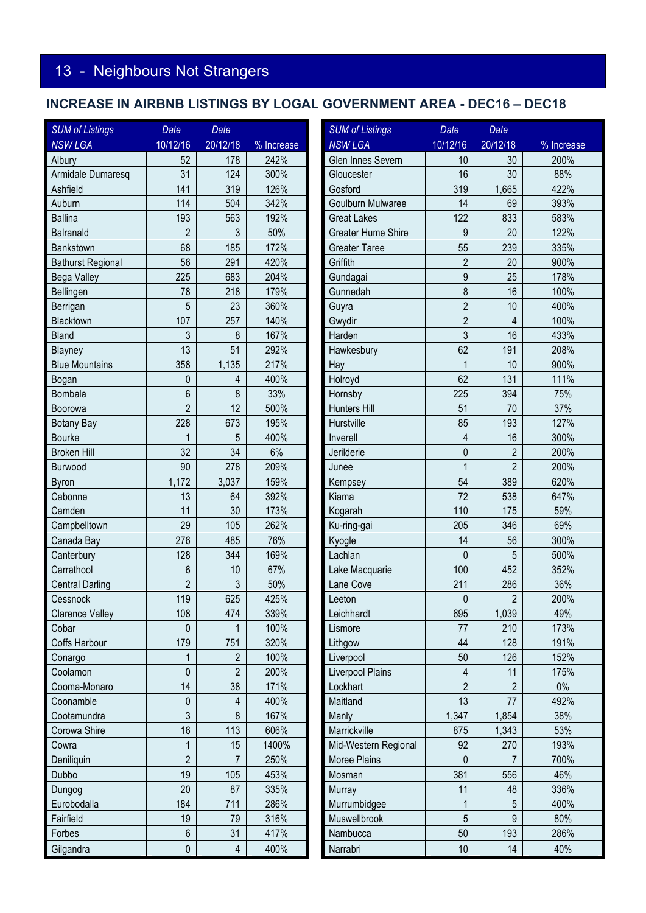## 13 - Neighbours Not Strangers

### INCREASE IN AIRBNB LISTINGS BY LOGAL GOVERNMENT AREA - DEC16 – DEC18

| SUM of Listings NSW LGA | Date 10/12/16 | Date 20/12/18 | % Increase |
|---|---|---|---|
| Albury | 52 | 178 | 242% |
| Armidale Dumaresq | 31 | 124 | 300% |
| Ashfield | 141 | 319 | 126% |
| Auburn | 114 | 504 | 342% |
| Ballina | 193 | 563 | 192% |
| Balranald | 2 | 3 | 50% |
| Bankstown | 68 | 185 | 172% |
| Bathurst Regional | 56 | 291 | 420% |
| Bega Valley | 225 | 683 | 204% |
| Bellingen | 78 | 218 | 179% |
| Berrigan | 5 | 23 | 360% |
| Blacktown | 107 | 257 | 140% |
| Bland | 3 | 8 | 167% |
| Blayney | 13 | 51 | 292% |
| Blue Mountains | 358 | 1,135 | 217% |
| Bogan | 0 | 4 | 400% |
| Bombala | 6 | 8 | 33% |
| Boorowa | 2 | 12 | 500% |
| Botany Bay | 228 | 673 | 195% |
| Bourke | 1 | 5 | 400% |
| Broken Hill | 32 | 34 | 6% |
| Burwood | 90 | 278 | 209% |
| Byron | 1,172 | 3,037 | 159% |
| Cabonne | 13 | 64 | 392% |
| Camden | 11 | 30 | 173% |
| Campbelltown | 29 | 105 | 262% |
| Canada Bay | 276 | 485 | 76% |
| Canterbury | 128 | 344 | 169% |
| Carrathool | 6 | 10 | 67% |
| Central Darling | 2 | 3 | 50% |
| Cessnock | 119 | 625 | 425% |
| Clarence Valley | 108 | 474 | 339% |
| Cobar | 0 | 1 | 100% |
| Coffs Harbour | 179 | 751 | 320% |
| Conargo | 1 | 2 | 100% |
| Coolamon | 0 | 2 | 200% |
| Cooma-Monaro | 14 | 38 | 171% |
| Coonamble | 0 | 4 | 400% |
| Cootamundra | 3 | 8 | 167% |
| Corowa Shire | 16 | 113 | 606% |
| Cowra | 1 | 15 | 1400% |
| Deniliquin | 2 | 7 | 250% |
| Dubbo | 19 | 105 | 453% |
| Dungog | 20 | 87 | 335% |
| Eurobodalla | 184 | 711 | 286% |
| Fairfield | 19 | 79 | 316% |
| Forbes | 6 | 31 | 417% |
| Gilgandra | 0 | 4 | 400% |
| Glen Innes Severn | 10 | 30 | 200% |
| Gloucester | 16 | 30 | 88% |
| Gosford | 319 | 1,665 | 422% |
| Goulburn Mulwaree | 14 | 69 | 393% |
| Great Lakes | 122 | 833 | 583% |
| Greater Hume Shire | 9 | 20 | 122% |
| Greater Taree | 55 | 239 | 335% |
| Griffith | 2 | 20 | 900% |
| Gundagai | 9 | 25 | 178% |
| Gunnedah | 8 | 16 | 100% |
| Guyra | 2 | 10 | 400% |
| Gwydir | 2 | 4 | 100% |
| Harden | 3 | 16 | 433% |
| Hawkesbury | 62 | 191 | 208% |
| Hay | 1 | 10 | 900% |
| Holroyd | 62 | 131 | 111% |
| Hornsby | 225 | 394 | 75% |
| Hunters Hill | 51 | 70 | 37% |
| Hurstville | 85 | 193 | 127% |
| Inverell | 4 | 16 | 300% |
| Jerilderie | 0 | 2 | 200% |
| Junee | 1 | 2 | 200% |
| Kempsey | 54 | 389 | 620% |
| Kiama | 72 | 538 | 647% |
| Kogarah | 110 | 175 | 59% |
| Ku-ring-gai | 205 | 346 | 69% |
| Kyogle | 14 | 56 | 300% |
| Lachlan | 0 | 5 | 500% |
| Lake Macquarie | 100 | 452 | 352% |
| Lane Cove | 211 | 286 | 36% |
| Leeton | 0 | 2 | 200% |
| Leichhardt | 695 | 1,039 | 49% |
| Lismore | 77 | 210 | 173% |
| Lithgow | 44 | 128 | 191% |
| Liverpool | 50 | 126 | 152% |
| Liverpool Plains | 4 | 11 | 175% |
| Lockhart | 2 | 2 | 0% |
| Maitland | 13 | 77 | 492% |
| Manly | 1,347 | 1,854 | 38% |
| Marrickville | 875 | 1,343 | 53% |
| Mid-Western Regional | 92 | 270 | 193% |
| Moree Plains | 0 | 7 | 700% |
| Mosman | 381 | 556 | 46% |
| Murray | 11 | 48 | 336% |
| Murrumbidgee | 1 | 5 | 400% |
| Muswellbrook | 5 | 9 | 80% |
| Nambucca | 50 | 193 | 286% |
| Narrabri | 10 | 14 | 40% |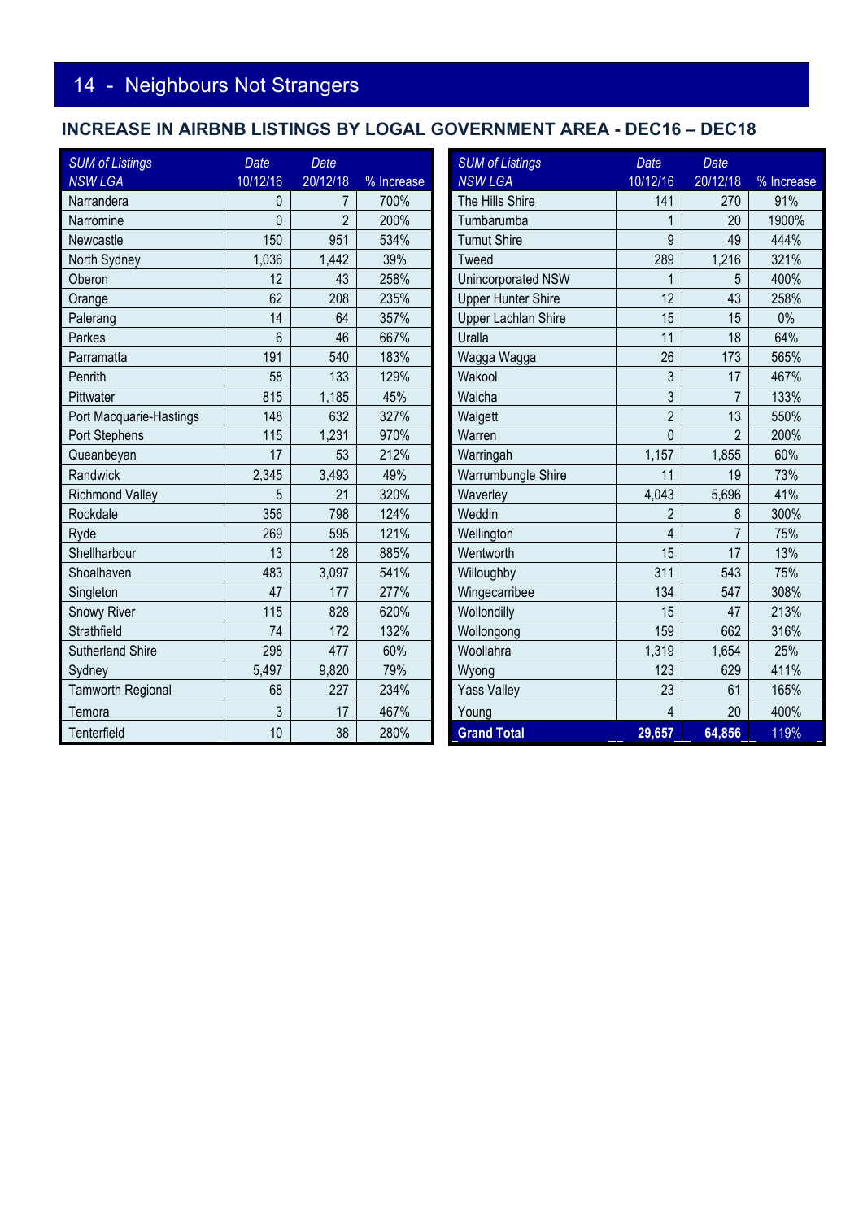## INCREASE IN AIRBNB LISTINGS BY LOGAL GOVERNMENT AREA - DEC16 – DEC18

| *SUM of Listings* *NSW LGA* | *Date* 10/12/16 | *Date* 20/12/18 | % Increase |
|---|---|---|---|
| Narrandera | 0 | 7 | 700% |
| Narromine | 0 | 2 | 200% |
| Newcastle | 150 | 951 | 534% |
| North Sydney | 1,036 | 1,442 | 39% |
| Oberon | 12 | 43 | 258% |
| Orange | 62 | 208 | 235% |
| Palerang | 14 | 64 | 357% |
| Parkes | 6 | 46 | 667% |
| Parramatta | 191 | 540 | 183% |
| Penrith | 58 | 133 | 129% |
| Pittwater | 815 | 1,185 | 45% |
| Port Macquarie-Hastings | 148 | 632 | 327% |
| Port Stephens | 115 | 1,231 | 970% |
| Queanbeyan | 17 | 53 | 212% |
| Randwick | 2,345 | 3,493 | 49% |
| Richmond Valley | 5 | 21 | 320% |
| Rockdale | 356 | 798 | 124% |
| Ryde | 269 | 595 | 121% |
| Shellharbour | 13 | 128 | 885% |
| Shoalhaven | 483 | 3,097 | 541% |
| Singleton | 47 | 177 | 277% |
| Snowy River | 115 | 828 | 620% |
| Strathfield | 74 | 172 | 132% |
| Sutherland Shire | 298 | 477 | 60% |
| Sydney | 5,497 | 9,820 | 79% |
| Tamworth Regional | 68 | 227 | 234% |
| Temora | 3 | 17 | 467% |
| Tenterfield | 10 | 38 | 280% |

| *SUM of Listings* *NSW LGA* | *Date* 10/12/16 | *Date* 20/12/18 | % Increase |
|---|---|---|---|
| The Hills Shire | 141 | 270 | 91% |
| Tumbarumba | 1 | 20 | 1900% |
| Tumut Shire | 9 | 49 | 444% |
| Tweed | 289 | 1,216 | 321% |
| Unincorporated NSW | 1 | 5 | 400% |
| Upper Hunter Shire | 12 | 43 | 258% |
| Upper Lachlan Shire | 15 | 15 | 0% |
| Uralla | 11 | 18 | 64% |
| Wagga Wagga | 26 | 173 | 565% |
| Wakool | 3 | 17 | 467% |
| Walcha | 3 | 7 | 133% |
| Walgett | 2 | 13 | 550% |
| Warren | 0 | 2 | 200% |
| Warringah | 1,157 | 1,855 | 60% |
| Warrumbungle Shire | 11 | 19 | 73% |
| Waverley | 4,043 | 5,696 | 41% |
| Weddin | 2 | 8 | 300% |
| Wellington | 4 | 7 | 75% |
| Wentworth | 15 | 17 | 13% |
| Willoughby | 311 | 543 | 75% |
| Wingecarribee | 134 | 547 | 308% |
| Wollondilly | 15 | 47 | 213% |
| Wollongong | 159 | 662 | 316% |
| Woollahra | 1,319 | 1,654 | 25% |
| Wyong | 123 | 629 | 411% |
| Yass Valley | 23 | 61 | 165% |
| Young | 4 | 20 | 400% |
| **Grand Total** | **29,657** | **64,856** | 119% |